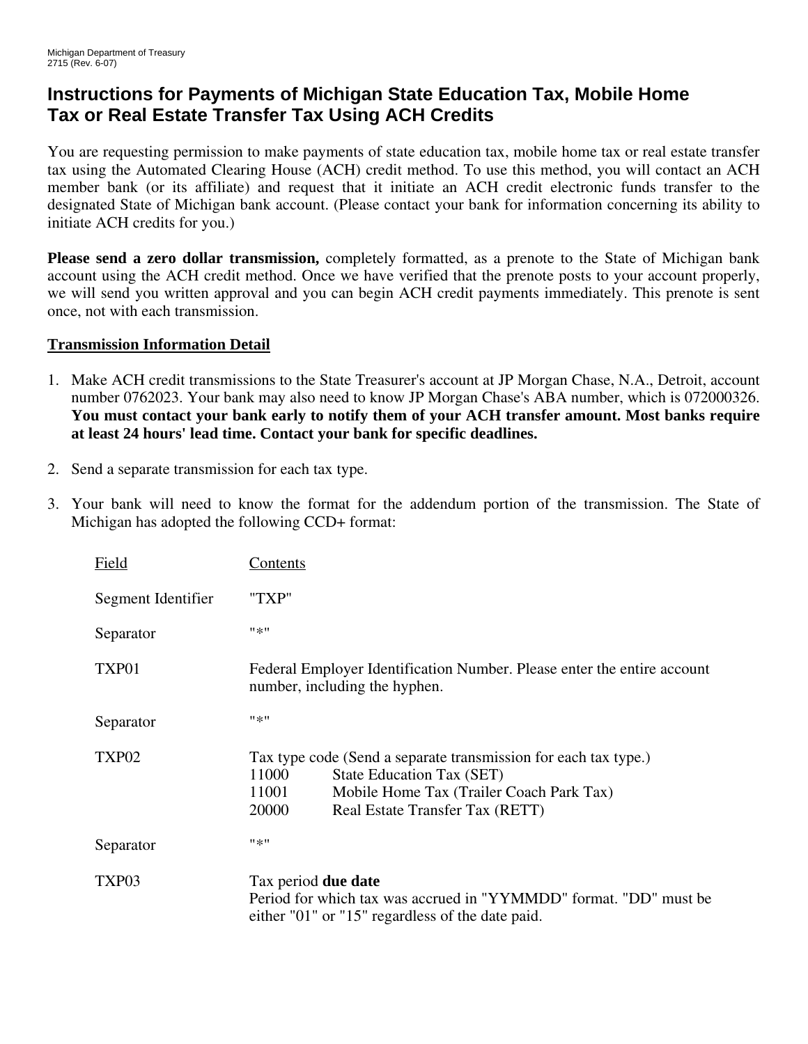Michigan Department of Treasury
2715 (Rev. 6-07)

# Instructions for Payments of Michigan State Education Tax, Mobile Home Tax or Real Estate Transfer Tax Using ACH Credits

You are requesting permission to make payments of state education tax, mobile home tax or real estate transfer tax using the Automated Clearing House (ACH) credit method. To use this method, you will contact an ACH member bank (or its affiliate) and request that it initiate an ACH credit electronic funds transfer to the designated State of Michigan bank account. (Please contact your bank for information concerning its ability to initiate ACH credits for you.)

**Please send a zero dollar transmission,** completely formatted, as a prenote to the State of Michigan bank account using the ACH credit method. Once we have verified that the prenote posts to your account properly, we will send you written approval and you can begin ACH credit payments immediately. This prenote is sent once, not with each transmission.

## Transmission Information Detail

1. Make ACH credit transmissions to the State Treasurer's account at JP Morgan Chase, N.A., Detroit, account number 0762023. Your bank may also need to know JP Morgan Chase's ABA number, which is 072000326. **You must contact your bank early to notify them of your ACH transfer amount. Most banks require at least 24 hours' lead time. Contact your bank for specific deadlines.**

2. Send a separate transmission for each tax type.

3. Your bank will need to know the format for the addendum portion of the transmission. The State of Michigan has adopted the following CCD+ format:

| Field | Contents |
|---|---|
| Segment Identifier | "TXP" |
| Separator | "*" |
| TXP01 | Federal Employer Identification Number. Please enter the entire account number, including the hyphen. |
| Separator | "*" |
| TXP02 | Tax type code (Send a separate transmission for each tax type.)<br>11000 State Education Tax (SET)<br>11001 Mobile Home Tax (Trailer Coach Park Tax)<br>20000 Real Estate Transfer Tax (RETT) |
| Separator | "*" |
| TXP03 | Tax period **due date**<br>Period for which tax was accrued in "YYMMDD" format. "DD" must be either "01" or "15" regardless of the date paid. |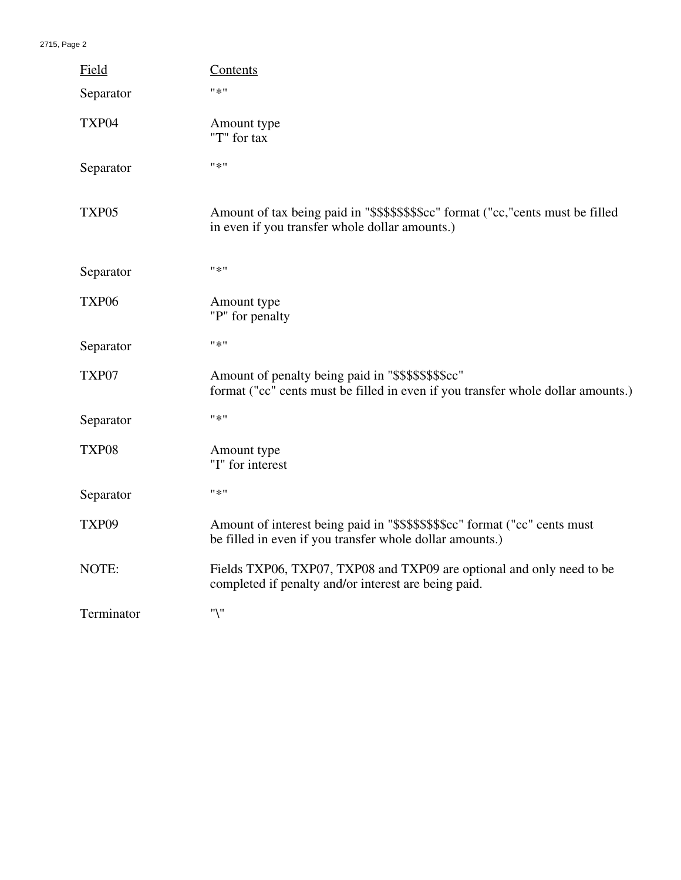| Field | Contents |
|---|---|
| Separator | "*" |
| TXP04 | Amount type<br>"T" for tax |
| Separator | "*" |
| TXP05 | Amount of tax being paid in "$$$$$$$$cc" format ("cc,"cents must be filled in even if you transfer whole dollar amounts.) |
| Separator | "*" |
| TXP06 | Amount type<br>"P" for penalty |
| Separator | "*" |
| TXP07 | Amount of penalty being paid in "$$$$$$$$cc" format ("cc" cents must be filled in even if you transfer whole dollar amounts.) |
| Separator | "*" |
| TXP08 | Amount type<br>"I" for interest |
| Separator | "*" |
| TXP09 | Amount of interest being paid in "$$$$$$$$cc" format ("cc" cents must be filled in even if you transfer whole dollar amounts.) |
| NOTE: | Fields TXP06, TXP07, TXP08 and TXP09 are optional and only need to be completed if penalty and/or interest are being paid. |
| Terminator | "\" |